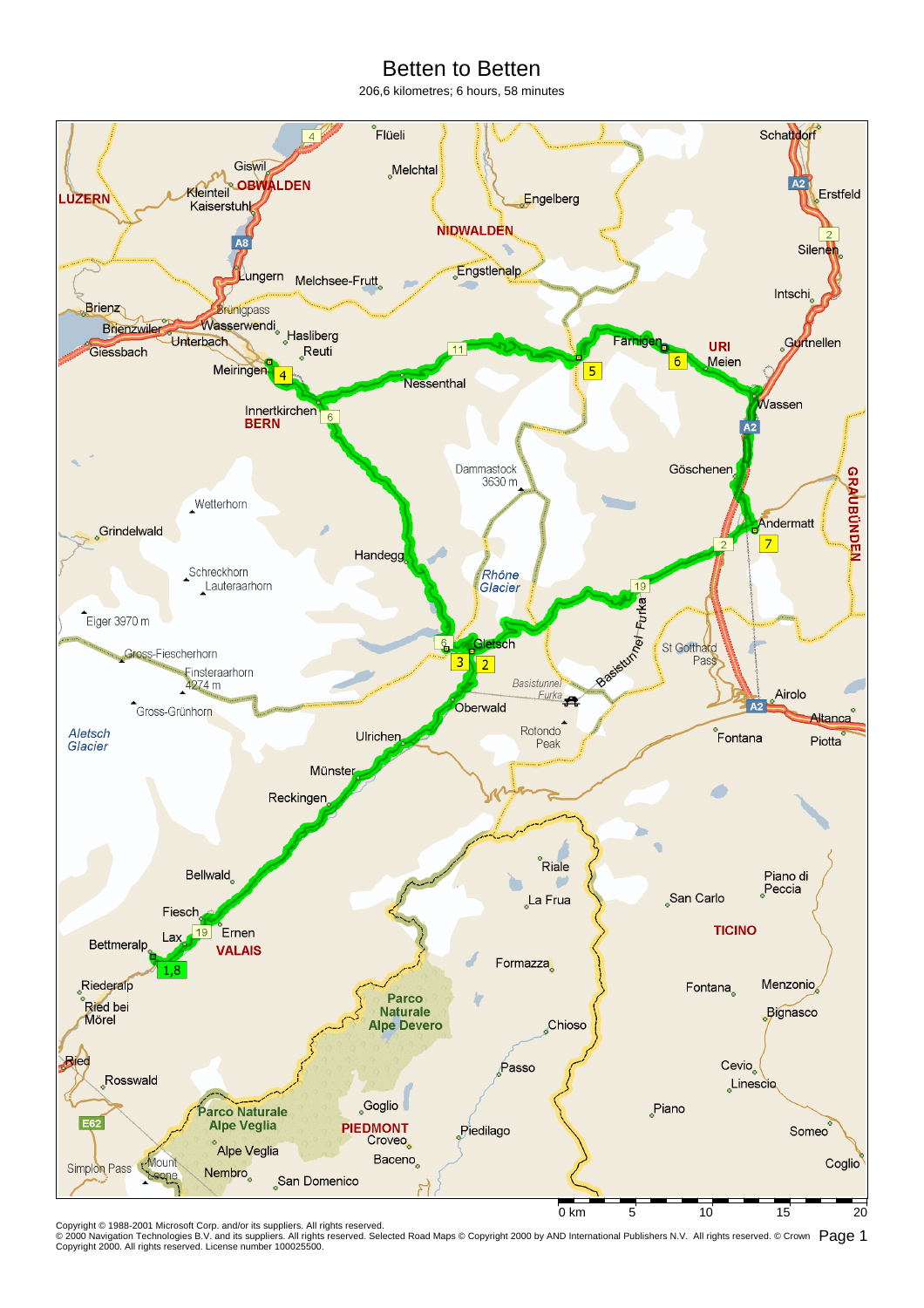# Betten to Betten

206,6 kilometres; 6 hours, 58 minutes

Copyright © 1988-2001 Microsoft Corp. and/or its suppliers. All rights reserved.
© 2000 Navigation Technologies B.V. and its suppliers. All rights reserved. Selected Road Maps © Copyright 2000 by AND International Publishers N.V. All rights reserved. © Crown Copyright 2000. All rights reserved. License number 100025500.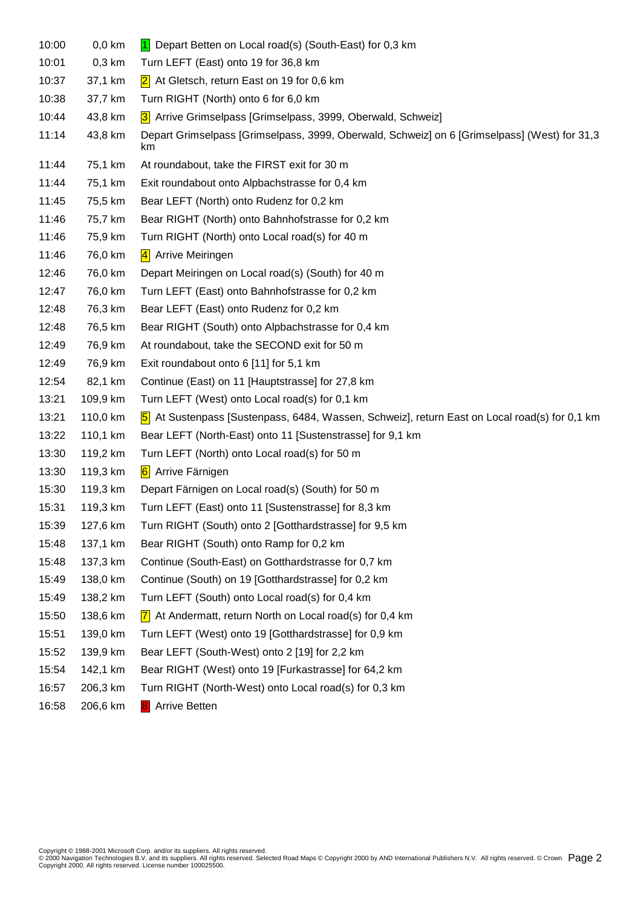| | | |
|---|---|---|
| 10:00 | 0,0 km | 1 Depart Betten on Local road(s) (South-East) for 0,3 km |
| 10:01 | 0,3 km | Turn LEFT (East) onto 19 for 36,8 km |
| 10:37 | 37,1 km | 2 At Gletsch, return East on 19 for 0,6 km |
| 10:38 | 37,7 km | Turn RIGHT (North) onto 6 for 6,0 km |
| 10:44 | 43,8 km | 3 Arrive Grimselpass [Grimselpass, 3999, Oberwald, Schweiz] |
| 11:14 | 43,8 km | Depart Grimselpass [Grimselpass, 3999, Oberwald, Schweiz] on 6 [Grimselpass] (West) for 31,3 km |
| 11:44 | 75,1 km | At roundabout, take the FIRST exit for 30 m |
| 11:44 | 75,1 km | Exit roundabout onto Alpbachstrasse for 0,4 km |
| 11:45 | 75,5 km | Bear LEFT (North) onto Rudenz for 0,2 km |
| 11:46 | 75,7 km | Bear RIGHT (North) onto Bahnhofstrasse for 0,2 km |
| 11:46 | 75,9 km | Turn RIGHT (North) onto Local road(s) for 40 m |
| 11:46 | 76,0 km | 4 Arrive Meiringen |
| 12:46 | 76,0 km | Depart Meiringen on Local road(s) (South) for 40 m |
| 12:47 | 76,0 km | Turn LEFT (East) onto Bahnhofstrasse for 0,2 km |
| 12:48 | 76,3 km | Bear LEFT (East) onto Rudenz for 0,2 km |
| 12:48 | 76,5 km | Bear RIGHT (South) onto Alpbachstrasse for 0,4 km |
| 12:49 | 76,9 km | At roundabout, take the SECOND exit for 50 m |
| 12:49 | 76,9 km | Exit roundabout onto 6 [11] for 5,1 km |
| 12:54 | 82,1 km | Continue (East) on 11 [Hauptstrasse] for 27,8 km |
| 13:21 | 109,9 km | Turn LEFT (West) onto Local road(s) for 0,1 km |
| 13:21 | 110,0 km | 5 At Sustenpass [Sustenpass, 6484, Wassen, Schweiz], return East on Local road(s) for 0,1 km |
| 13:22 | 110,1 km | Bear LEFT (North-East) onto 11 [Sustenstrasse] for 9,1 km |
| 13:30 | 119,2 km | Turn LEFT (North) onto Local road(s) for 50 m |
| 13:30 | 119,3 km | 6 Arrive Färnigen |
| 15:30 | 119,3 km | Depart Färnigen on Local road(s) (South) for 50 m |
| 15:31 | 119,3 km | Turn LEFT (East) onto 11 [Sustenstrasse] for 8,3 km |
| 15:39 | 127,6 km | Turn RIGHT (South) onto 2 [Gotthardstrasse] for 9,5 km |
| 15:48 | 137,1 km | Bear RIGHT (South) onto Ramp for 0,2 km |
| 15:48 | 137,3 km | Continue (South-East) on Gotthardstrasse for 0,7 km |
| 15:49 | 138,0 km | Continue (South) on 19 [Gotthardstrasse] for 0,2 km |
| 15:49 | 138,2 km | Turn LEFT (South) onto Local road(s) for 0,4 km |
| 15:50 | 138,6 km | 7 At Andermatt, return North on Local road(s) for 0,4 km |
| 15:51 | 139,0 km | Turn LEFT (West) onto 19 [Gotthardstrasse] for 0,9 km |
| 15:52 | 139,9 km | Bear LEFT (South-West) onto 2 [19] for 2,2 km |
| 15:54 | 142,1 km | Bear RIGHT (West) onto 19 [Furkastrasse] for 64,2 km |
| 16:57 | 206,3 km | Turn RIGHT (North-West) onto Local road(s) for 0,3 km |
| 16:58 | 206,6 km | 8 Arrive Betten |

Copyright © 1988-2001 Microsoft Corp. and/or its suppliers. All rights reserved.
© 2000 Navigation Technologies B.V. and its suppliers. All rights reserved. Selected Road Maps © Copyright 2000 by AND International Publishers N.V. All rights reserved. © Crown Copyright 2000. All rights reserved. License number 100025500.